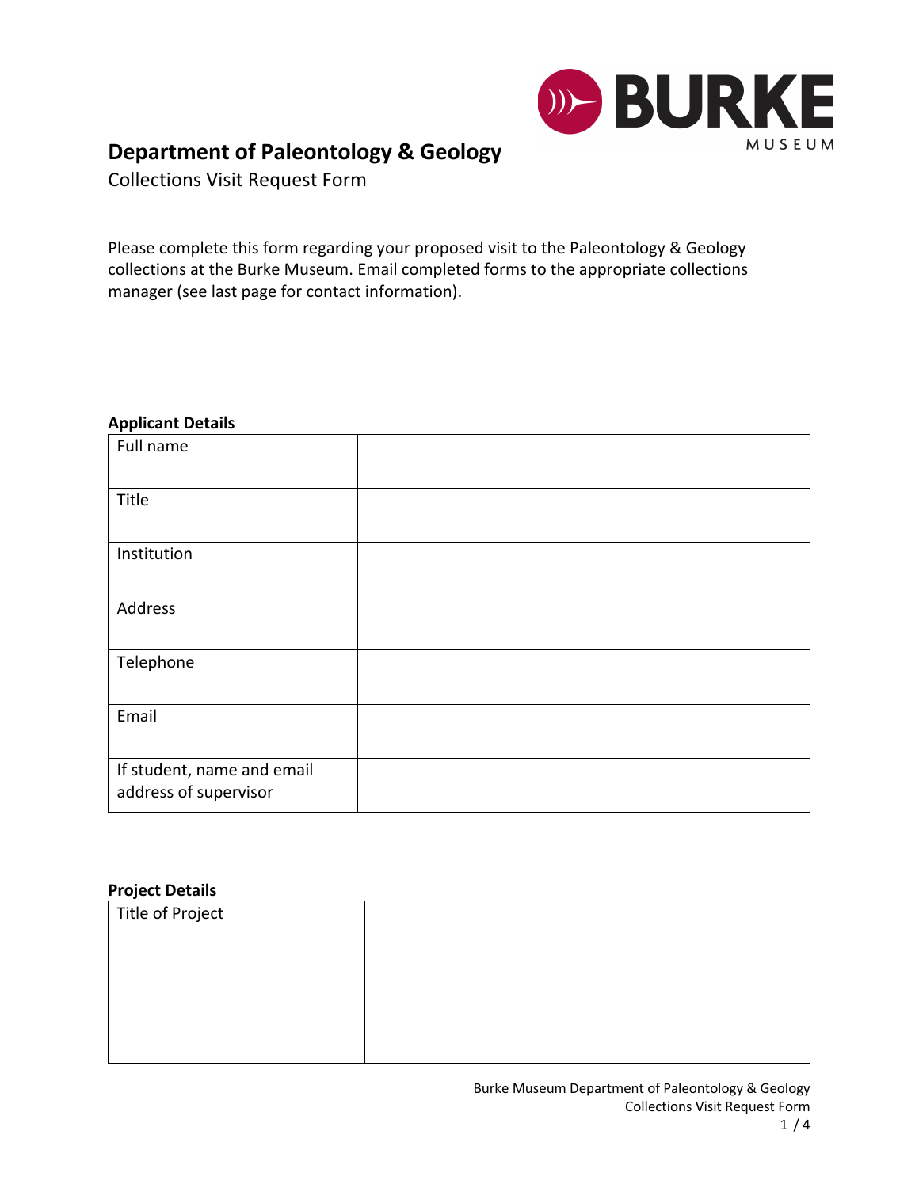BURKE MUSEUM

# Department of Paleontology & Geology

Collections Visit Request Form

Please complete this form regarding your proposed visit to the Paleontology & Geology collections at the Burke Museum. Email completed forms to the appropriate collections manager (see last page for contact information).

**Applicant Details**

| | |
|---|---|
| Full name | |
| Title | |
| Institution | |
| Address | |
| Telephone | |
| Email | |
| If student, name and email address of supervisor | |

**Project Details**

| | |
|---|---|
| Title of Project | |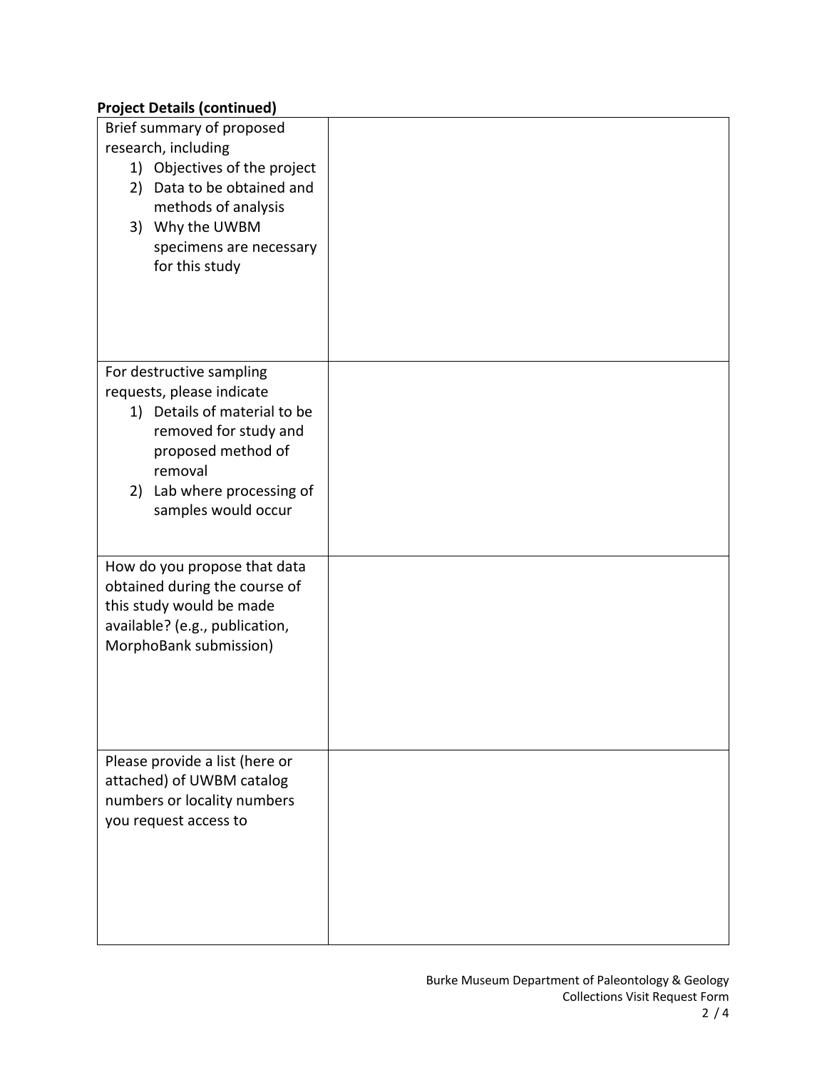**Project Details (continued)**

| | |
|---|---|
| Brief summary of proposed research, including<br>1) Objectives of the project<br>2) Data to be obtained and methods of analysis<br>3) Why the UWBM specimens are necessary for this study | |
| For destructive sampling requests, please indicate<br>1) Details of material to be removed for study and proposed method of removal<br>2) Lab where processing of samples would occur | |
| How do you propose that data obtained during the course of this study would be made available? (e.g., publication, MorphoBank submission) | |
| Please provide a list (here or attached) of UWBM catalog numbers or locality numbers you request access to | |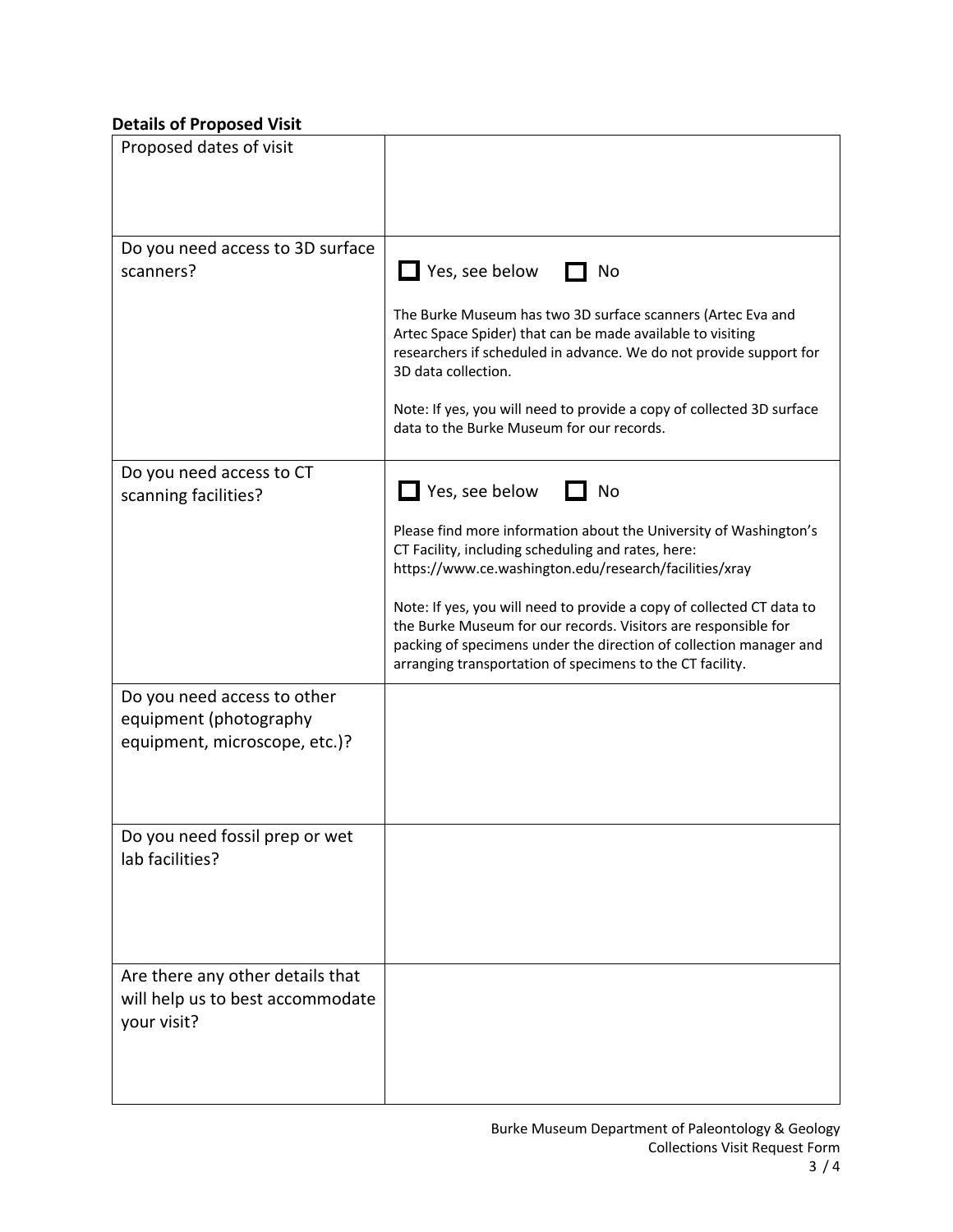**Details of Proposed Visit**

| | |
|---|---|
| Proposed dates of visit | |
| Do you need access to 3D surface scanners? | ☐ Yes, see below ☐ No<br><br>The Burke Museum has two 3D surface scanners (Artec Eva and Artec Space Spider) that can be made available to visiting researchers if scheduled in advance. We do not provide support for 3D data collection.<br><br>Note: If yes, you will need to provide a copy of collected 3D surface data to the Burke Museum for our records. |
| Do you need access to CT scanning facilities? | ☐ Yes, see below ☐ No<br><br>Please find more information about the University of Washington's CT Facility, including scheduling and rates, here: https://www.ce.washington.edu/research/facilities/xray<br><br>Note: If yes, you will need to provide a copy of collected CT data to the Burke Museum for our records. Visitors are responsible for packing of specimens under the direction of collection manager and arranging transportation of specimens to the CT facility. |
| Do you need access to other equipment (photography equipment, microscope, etc.)? | |
| Do you need fossil prep or wet lab facilities? | |
| Are there any other details that will help us to best accommodate your visit? | |

Burke Museum Department of Paleontology & Geology
Collections Visit Request Form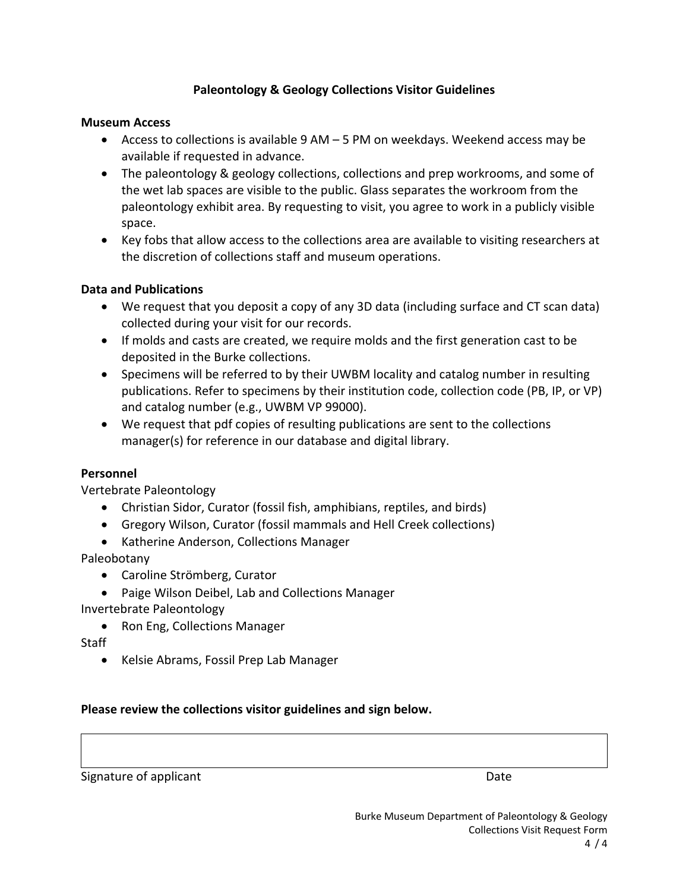## Paleontology & Geology Collections Visitor Guidelines

**Museum Access**

- Access to collections is available 9 AM – 5 PM on weekdays. Weekend access may be available if requested in advance.
- The paleontology & geology collections, collections and prep workrooms, and some of the wet lab spaces are visible to the public. Glass separates the workroom from the paleontology exhibit area. By requesting to visit, you agree to work in a publicly visible space.
- Key fobs that allow access to the collections area are available to visiting researchers at the discretion of collections staff and museum operations.

**Data and Publications**

- We request that you deposit a copy of any 3D data (including surface and CT scan data) collected during your visit for our records.
- If molds and casts are created, we require molds and the first generation cast to be deposited in the Burke collections.
- Specimens will be referred to by their UWBM locality and catalog number in resulting publications. Refer to specimens by their institution code, collection code (PB, IP, or VP) and catalog number (e.g., UWBM VP 99000).
- We request that pdf copies of resulting publications are sent to the collections manager(s) for reference in our database and digital library.

**Personnel**

Vertebrate Paleontology

- Christian Sidor, Curator (fossil fish, amphibians, reptiles, and birds)
- Gregory Wilson, Curator (fossil mammals and Hell Creek collections)
- Katherine Anderson, Collections Manager

Paleobotany

- Caroline Strömberg, Curator
- Paige Wilson Deibel, Lab and Collections Manager

Invertebrate Paleontology

- Ron Eng, Collections Manager

Staff

- Kelsie Abrams, Fossil Prep Lab Manager

**Please review the collections visitor guidelines and sign below.**

Signature of applicant                                        Date

Burke Museum Department of Paleontology & Geology
Collections Visit Request Form